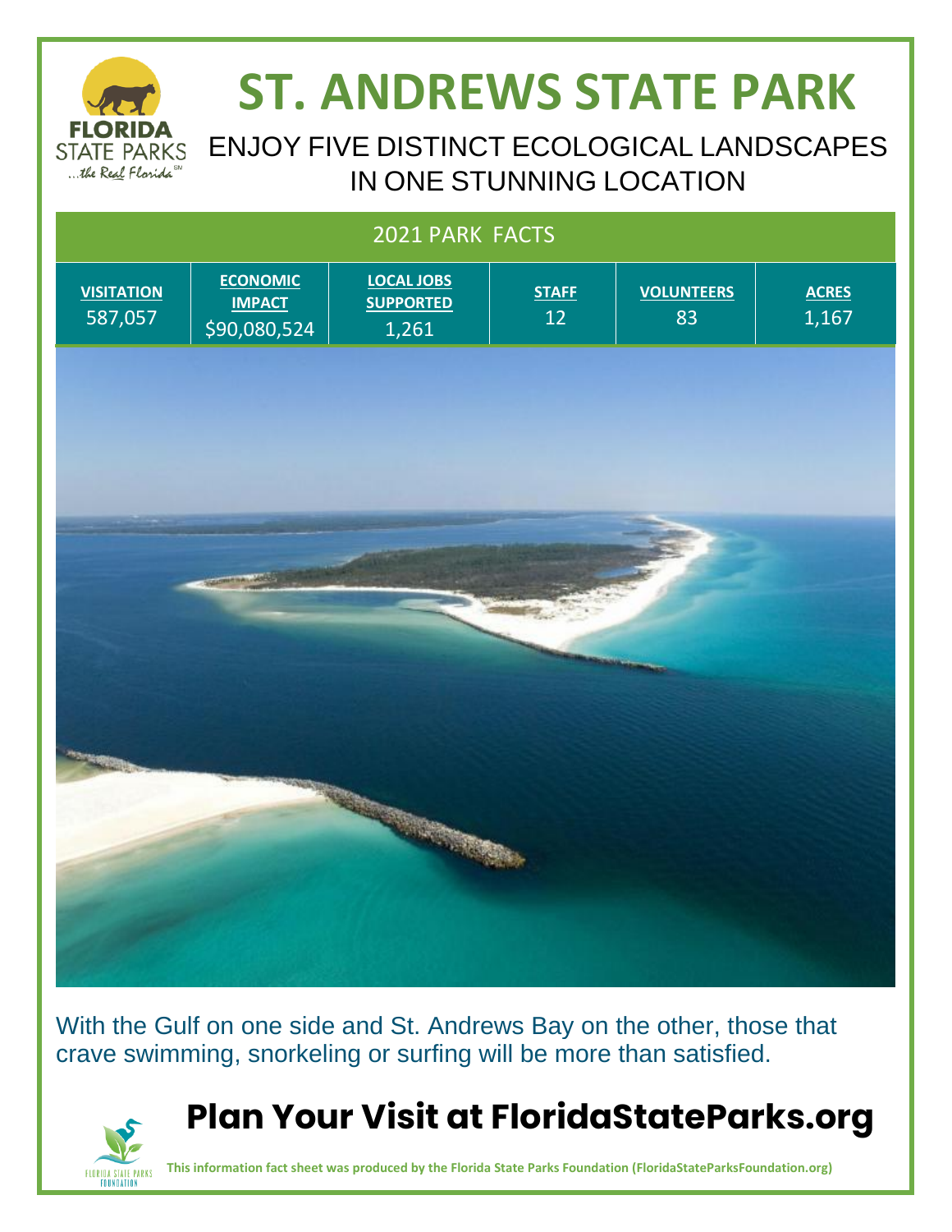# ST. ANDREWS STATE PARK

ENJOY FIVE DISTINCT ECOLOGICAL LANDSCAPES IN ONE STUNNING LOCATION

| 2021 PARK FACTS | | | | | |
|---|---|---|---|---|---|
| **VISITATION** | **ECONOMIC IMPACT** | **LOCAL JOBS SUPPORTED** | **STAFF** | **VOLUNTEERS** | **ACRES** |
| 587,057 | $90,080,524 | 1,261 | 12 | 83 | 1,167 |

With the Gulf on one side and St. Andrews Bay on the other, those that crave swimming, snorkeling or surfing will be more than satisfied.

## Plan Your Visit at FloridaStateParks.org

**This information fact sheet was produced by the Florida State Parks Foundation (FloridaStateParksFoundation.org)**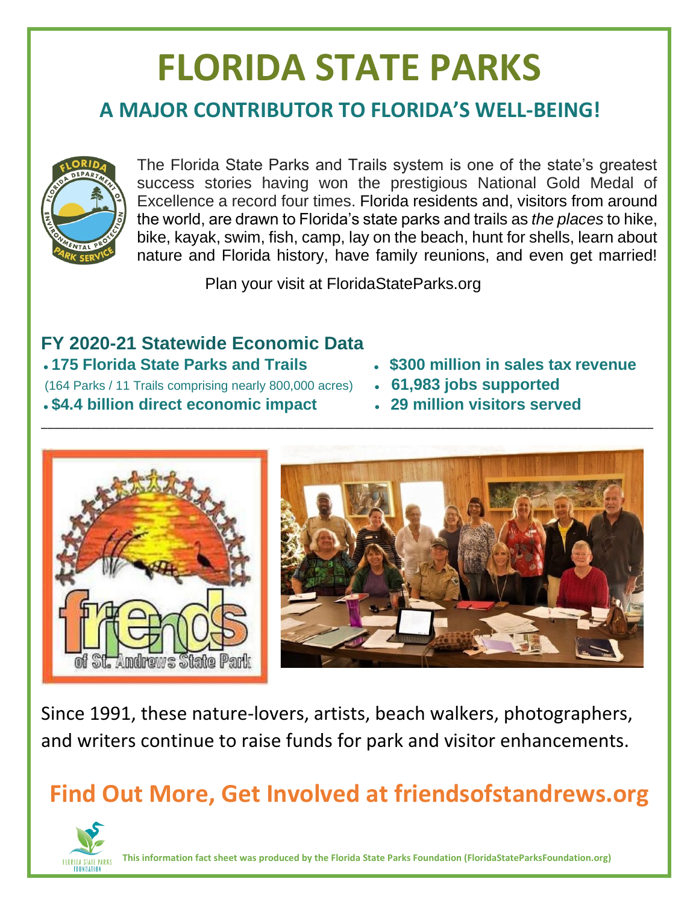# FLORIDA STATE PARKS

## A MAJOR CONTRIBUTOR TO FLORIDA'S WELL-BEING!

The Florida State Parks and Trails system is one of the state's greatest success stories having won the prestigious National Gold Medal of Excellence a record four times. Florida residents and, visitors from around the world, are drawn to Florida's state parks and trails as *the places* to hike, bike, kayak, swim, fish, camp, lay on the beach, hunt for shells, learn about nature and Florida history, have family reunions, and even get married!

Plan your visit at FloridaStateParks.org

### FY 2020-21 Statewide Economic Data

- **175 Florida State Parks and Trails**
  (164 Parks / 11 Trails comprising nearly 800,000 acres)
- **$4.4 billion direct economic impact**
- **$300 million in sales tax revenue**
- **61,983 jobs supported**
- **29 million visitors served**

---

friends of St. Andrews State Park

Since 1991, these nature-lovers, artists, beach walkers, photographers, and writers continue to raise funds for park and visitor enhancements.

## Find Out More, Get Involved at friendsofstandrews.org

**This information fact sheet was produced by the Florida State Parks Foundation (FloridaStateParksFoundation.org)**